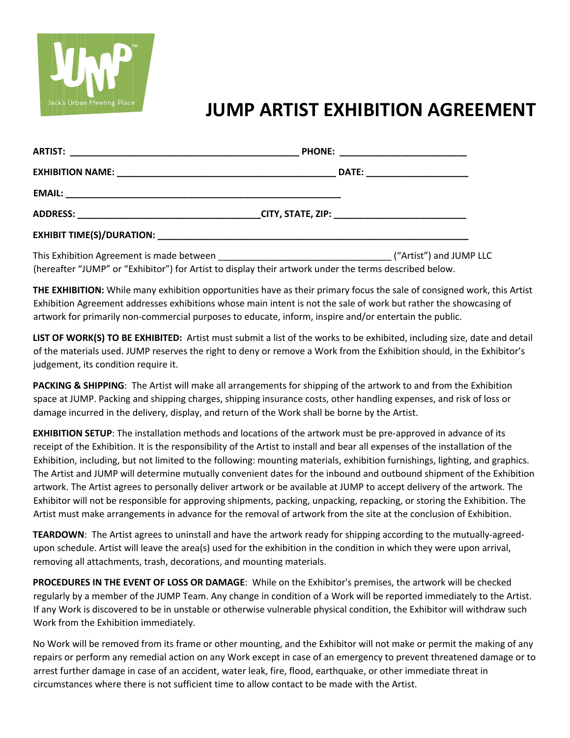JUMP™

Jack's Urban Meeting Place

# JUMP ARTIST EXHIBITION AGREEMENT

**ARTIST:** ___________________________________________ **PHONE:** _______________________

**EXHIBITION NAME:** _________________________________________ **DATE:** ___________________

**EMAIL:** ___________________________________________________

**ADDRESS:** __________________________________**CITY, STATE, ZIP:** _________________________

**EXHIBIT TIME(S)/DURATION:** ___________________________________________________________

This Exhibition Agreement is made between _______________________________ ("Artist") and JUMP LLC (hereafter "JUMP" or "Exhibitor") for Artist to display their artwork under the terms described below.

**THE EXHIBITION:** While many exhibition opportunities have as their primary focus the sale of consigned work, this Artist Exhibition Agreement addresses exhibitions whose main intent is not the sale of work but rather the showcasing of artwork for primarily non-commercial purposes to educate, inform, inspire and/or entertain the public.

**LIST OF WORK(S) TO BE EXHIBITED:** Artist must submit a list of the works to be exhibited, including size, date and detail of the materials used. JUMP reserves the right to deny or remove a Work from the Exhibition should, in the Exhibitor's judgement, its condition require it.

**PACKING & SHIPPING**: The Artist will make all arrangements for shipping of the artwork to and from the Exhibition space at JUMP. Packing and shipping charges, shipping insurance costs, other handling expenses, and risk of loss or damage incurred in the delivery, display, and return of the Work shall be borne by the Artist.

**EXHIBITION SETUP**: The installation methods and locations of the artwork must be pre-approved in advance of its receipt of the Exhibition. It is the responsibility of the Artist to install and bear all expenses of the installation of the Exhibition, including, but not limited to the following: mounting materials, exhibition furnishings, lighting, and graphics. The Artist and JUMP will determine mutually convenient dates for the inbound and outbound shipment of the Exhibition artwork. The Artist agrees to personally deliver artwork or be available at JUMP to accept delivery of the artwork. The Exhibitor will not be responsible for approving shipments, packing, unpacking, repacking, or storing the Exhibition. The Artist must make arrangements in advance for the removal of artwork from the site at the conclusion of Exhibition.

**TEARDOWN**: The Artist agrees to uninstall and have the artwork ready for shipping according to the mutually-agreed-upon schedule. Artist will leave the area(s) used for the exhibition in the condition in which they were upon arrival, removing all attachments, trash, decorations, and mounting materials.

**PROCEDURES IN THE EVENT OF LOSS OR DAMAGE**: While on the Exhibitor's premises, the artwork will be checked regularly by a member of the JUMP Team. Any change in condition of a Work will be reported immediately to the Artist. If any Work is discovered to be in unstable or otherwise vulnerable physical condition, the Exhibitor will withdraw such Work from the Exhibition immediately.

No Work will be removed from its frame or other mounting, and the Exhibitor will not make or permit the making of any repairs or perform any remedial action on any Work except in case of an emergency to prevent threatened damage or to arrest further damage in case of an accident, water leak, fire, flood, earthquake, or other immediate threat in circumstances where there is not sufficient time to allow contact to be made with the Artist.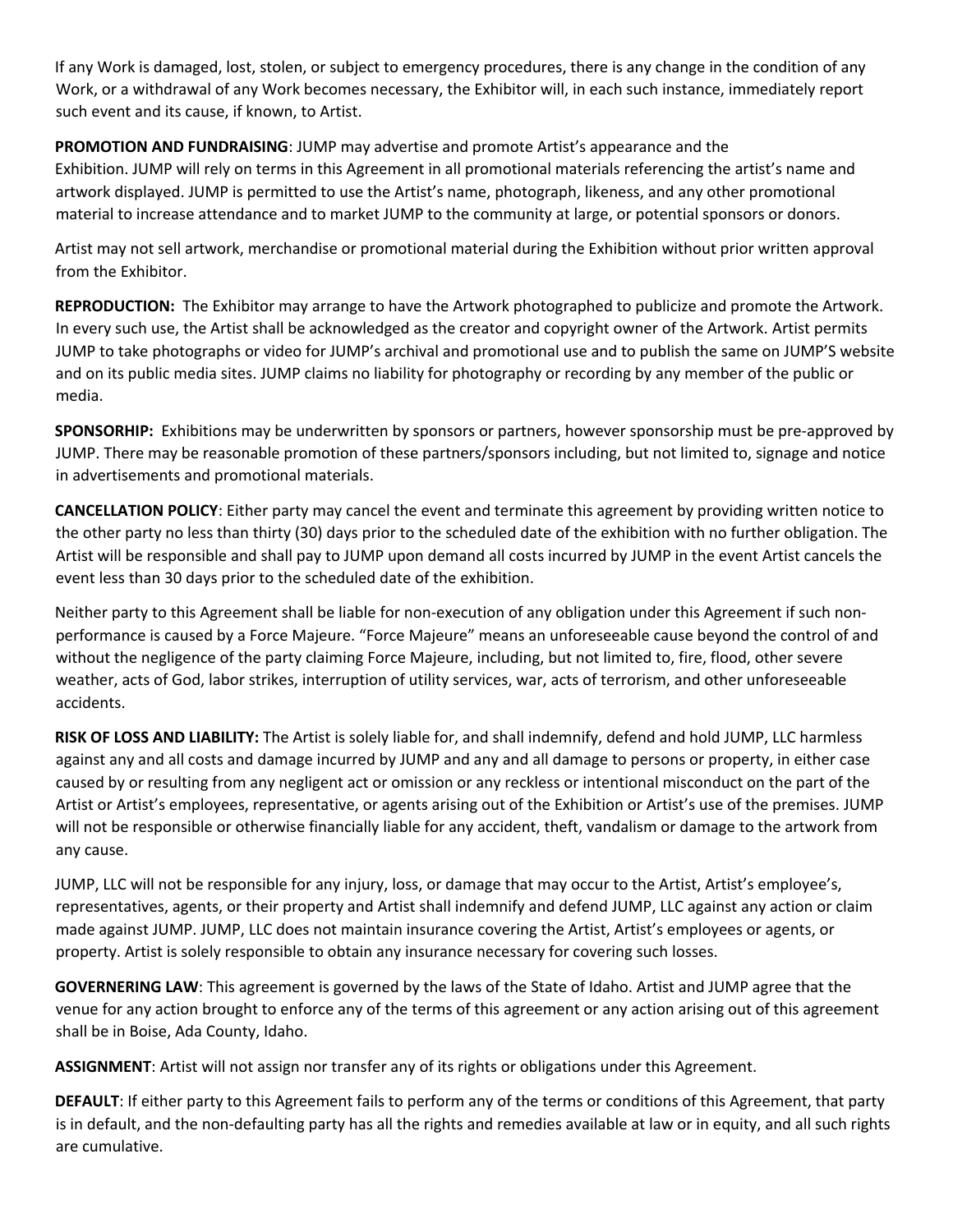If any Work is damaged, lost, stolen, or subject to emergency procedures, there is any change in the condition of any Work, or a withdrawal of any Work becomes necessary, the Exhibitor will, in each such instance, immediately report such event and its cause, if known, to Artist.

**PROMOTION AND FUNDRAISING**: JUMP may advertise and promote Artist's appearance and the Exhibition. JUMP will rely on terms in this Agreement in all promotional materials referencing the artist's name and artwork displayed. JUMP is permitted to use the Artist's name, photograph, likeness, and any other promotional material to increase attendance and to market JUMP to the community at large, or potential sponsors or donors.

Artist may not sell artwork, merchandise or promotional material during the Exhibition without prior written approval from the Exhibitor.

**REPRODUCTION:** The Exhibitor may arrange to have the Artwork photographed to publicize and promote the Artwork. In every such use, the Artist shall be acknowledged as the creator and copyright owner of the Artwork. Artist permits JUMP to take photographs or video for JUMP's archival and promotional use and to publish the same on JUMP'S website and on its public media sites. JUMP claims no liability for photography or recording by any member of the public or media.

**SPONSORHIP:** Exhibitions may be underwritten by sponsors or partners, however sponsorship must be pre-approved by JUMP. There may be reasonable promotion of these partners/sponsors including, but not limited to, signage and notice in advertisements and promotional materials.

**CANCELLATION POLICY**: Either party may cancel the event and terminate this agreement by providing written notice to the other party no less than thirty (30) days prior to the scheduled date of the exhibition with no further obligation. The Artist will be responsible and shall pay to JUMP upon demand all costs incurred by JUMP in the event Artist cancels the event less than 30 days prior to the scheduled date of the exhibition.

Neither party to this Agreement shall be liable for non-execution of any obligation under this Agreement if such non-performance is caused by a Force Majeure. "Force Majeure" means an unforeseeable cause beyond the control of and without the negligence of the party claiming Force Majeure, including, but not limited to, fire, flood, other severe weather, acts of God, labor strikes, interruption of utility services, war, acts of terrorism, and other unforeseeable accidents.

**RISK OF LOSS AND LIABILITY:** The Artist is solely liable for, and shall indemnify, defend and hold JUMP, LLC harmless against any and all costs and damage incurred by JUMP and any and all damage to persons or property, in either case caused by or resulting from any negligent act or omission or any reckless or intentional misconduct on the part of the Artist or Artist's employees, representative, or agents arising out of the Exhibition or Artist's use of the premises. JUMP will not be responsible or otherwise financially liable for any accident, theft, vandalism or damage to the artwork from any cause.

JUMP, LLC will not be responsible for any injury, loss, or damage that may occur to the Artist, Artist's employee's, representatives, agents, or their property and Artist shall indemnify and defend JUMP, LLC against any action or claim made against JUMP. JUMP, LLC does not maintain insurance covering the Artist, Artist's employees or agents, or property. Artist is solely responsible to obtain any insurance necessary for covering such losses.

**GOVERNERING LAW**: This agreement is governed by the laws of the State of Idaho. Artist and JUMP agree that the venue for any action brought to enforce any of the terms of this agreement or any action arising out of this agreement shall be in Boise, Ada County, Idaho.

**ASSIGNMENT**: Artist will not assign nor transfer any of its rights or obligations under this Agreement.

**DEFAULT**: If either party to this Agreement fails to perform any of the terms or conditions of this Agreement, that party is in default, and the non-defaulting party has all the rights and remedies available at law or in equity, and all such rights are cumulative.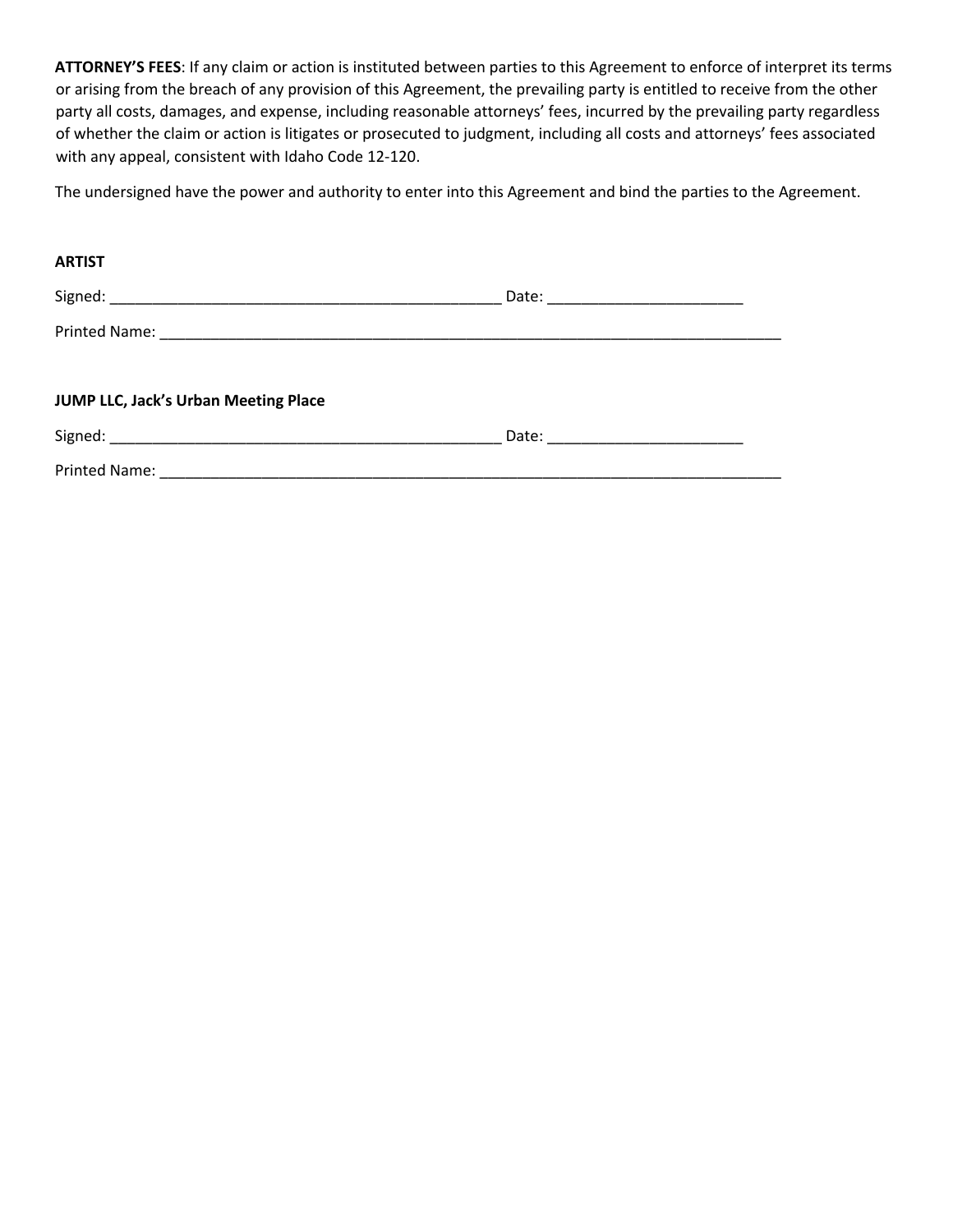**ATTORNEY'S FEES**: If any claim or action is instituted between parties to this Agreement to enforce of interpret its terms or arising from the breach of any provision of this Agreement, the prevailing party is entitled to receive from the other party all costs, damages, and expense, including reasonable attorneys' fees, incurred by the prevailing party regardless of whether the claim or action is litigates or prosecuted to judgment, including all costs and attorneys' fees associated with any appeal, consistent with Idaho Code 12-120.

The undersigned have the power and authority to enter into this Agreement and bind the parties to the Agreement.

**ARTIST**

Signed: _______________________________________________ Date: _______________________

Printed Name: ____________________________________________________________________________

**JUMP LLC, Jack's Urban Meeting Place**

Signed: _______________________________________________ Date: _______________________

Printed Name: ____________________________________________________________________________